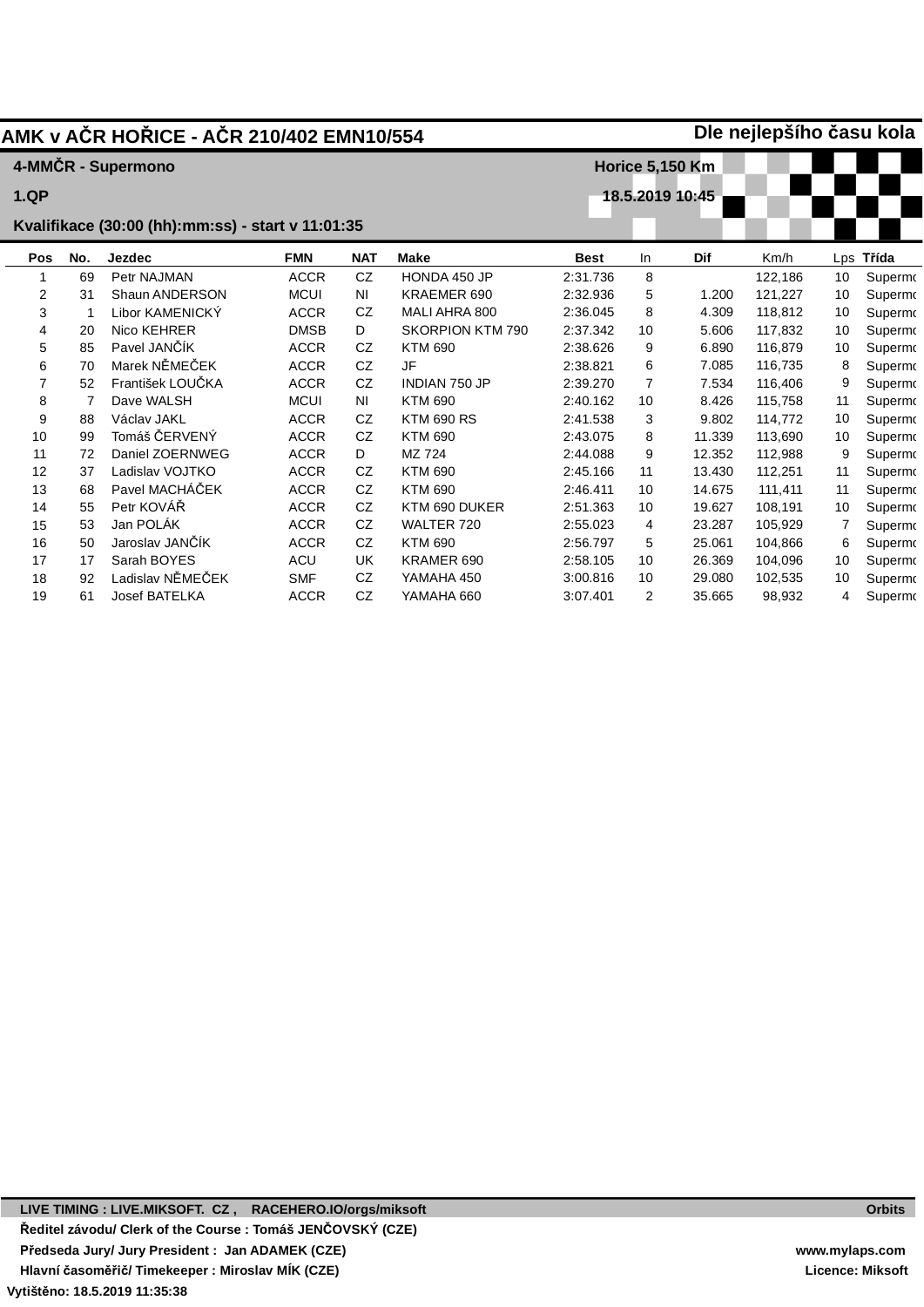# AMK v AČR HOŘICE - AČR 210/402 EMN10/554

**Dle nejlepšího času kola**

**4-MMČR - Supermono** | **Horice 5,150 Km**

**1.QP** | **18.5.2019 10:45**

**Kvalifikace (30:00 (hh):mm:ss) - start v 11:01:35**

| Pos | No. | Jezdec | FMN | NAT | Make | Best | In | Dif | Km/h | Lps | Třída |
|---|---|---|---|---|---|---|---|---|---|---|---|
| 1 | 69 | Petr NAJMAN | ACCR | CZ | HONDA 450 JP | 2:31.736 | 8 | | 122,186 | 10 | Supermo |
| 2 | 31 | Shaun ANDERSON | MCUI | NI | KRAEMER 690 | 2:32.936 | 5 | 1.200 | 121,227 | 10 | Supermo |
| 3 | 1 | Libor KAMENICKÝ | ACCR | CZ | MALI AHRA 800 | 2:36.045 | 8 | 4.309 | 118,812 | 10 | Supermo |
| 4 | 20 | Nico KEHRER | DMSB | D | SKORPION KTM 790 | 2:37.342 | 10 | 5.606 | 117,832 | 10 | Supermo |
| 5 | 85 | Pavel JANČÍK | ACCR | CZ | KTM 690 | 2:38.626 | 9 | 6.890 | 116,879 | 10 | Supermo |
| 6 | 70 | Marek NĚMEČEK | ACCR | CZ | JF | 2:38.821 | 6 | 7.085 | 116,735 | 8 | Supermo |
| 7 | 52 | František LOUČKA | ACCR | CZ | INDIAN 750 JP | 2:39.270 | 7 | 7.534 | 116,406 | 9 | Supermo |
| 8 | 7 | Dave WALSH | MCUI | NI | KTM 690 | 2:40.162 | 10 | 8.426 | 115,758 | 11 | Supermo |
| 9 | 88 | Václav JAKL | ACCR | CZ | KTM 690 RS | 2:41.538 | 3 | 9.802 | 114,772 | 10 | Supermo |
| 10 | 99 | Tomáš ČERVENÝ | ACCR | CZ | KTM 690 | 2:43.075 | 8 | 11.339 | 113,690 | 10 | Supermo |
| 11 | 72 | Daniel ZOERNWEG | ACCR | D | MZ 724 | 2:44.088 | 9 | 12.352 | 112,988 | 9 | Supermo |
| 12 | 37 | Ladislav VOJTKO | ACCR | CZ | KTM 690 | 2:45.166 | 11 | 13.430 | 112,251 | 11 | Supermo |
| 13 | 68 | Pavel MACHÁČEK | ACCR | CZ | KTM 690 | 2:46.411 | 10 | 14.675 | 111,411 | 11 | Supermo |
| 14 | 55 | Petr KOVÁŘ | ACCR | CZ | KTM 690 DUKER | 2:51.363 | 10 | 19.627 | 108,191 | 10 | Supermo |
| 15 | 53 | Jan POLÁK | ACCR | CZ | WALTER 720 | 2:55.023 | 4 | 23.287 | 105,929 | 7 | Supermo |
| 16 | 50 | Jaroslav JANČÍK | ACCR | CZ | KTM 690 | 2:56.797 | 5 | 25.061 | 104,866 | 6 | Supermo |
| 17 | 17 | Sarah BOYES | ACU | UK | KRAMER 690 | 2:58.105 | 10 | 26.369 | 104,096 | 10 | Supermo |
| 18 | 92 | Ladislav NĚMEČEK | SMF | CZ | YAMAHA 450 | 3:00.816 | 10 | 29.080 | 102,535 | 10 | Supermo |
| 19 | 61 | Josef BATELKA | ACCR | CZ | YAMAHA 660 | 3:07.401 | 2 | 35.665 | 98,932 | 4 | Supermo |

**LIVE TIMING : LIVE.MIKSOFT. CZ , RACEHERO.IO/orgs/miksoft** | **Orbits**

**Ředitel závodu/ Clerk of the Course : Tomáš JENČOVSKÝ (CZE)**

**Předseda Jury/ Jury President : Jan ADAMEK (CZE)** | **www.mylaps.com**

**Hlavní časoměřič/ Timekeeper : Miroslav MÍK (CZE)** | **Licence: Miksoft**

**Vytištěno: 18.5.2019 11:35:38**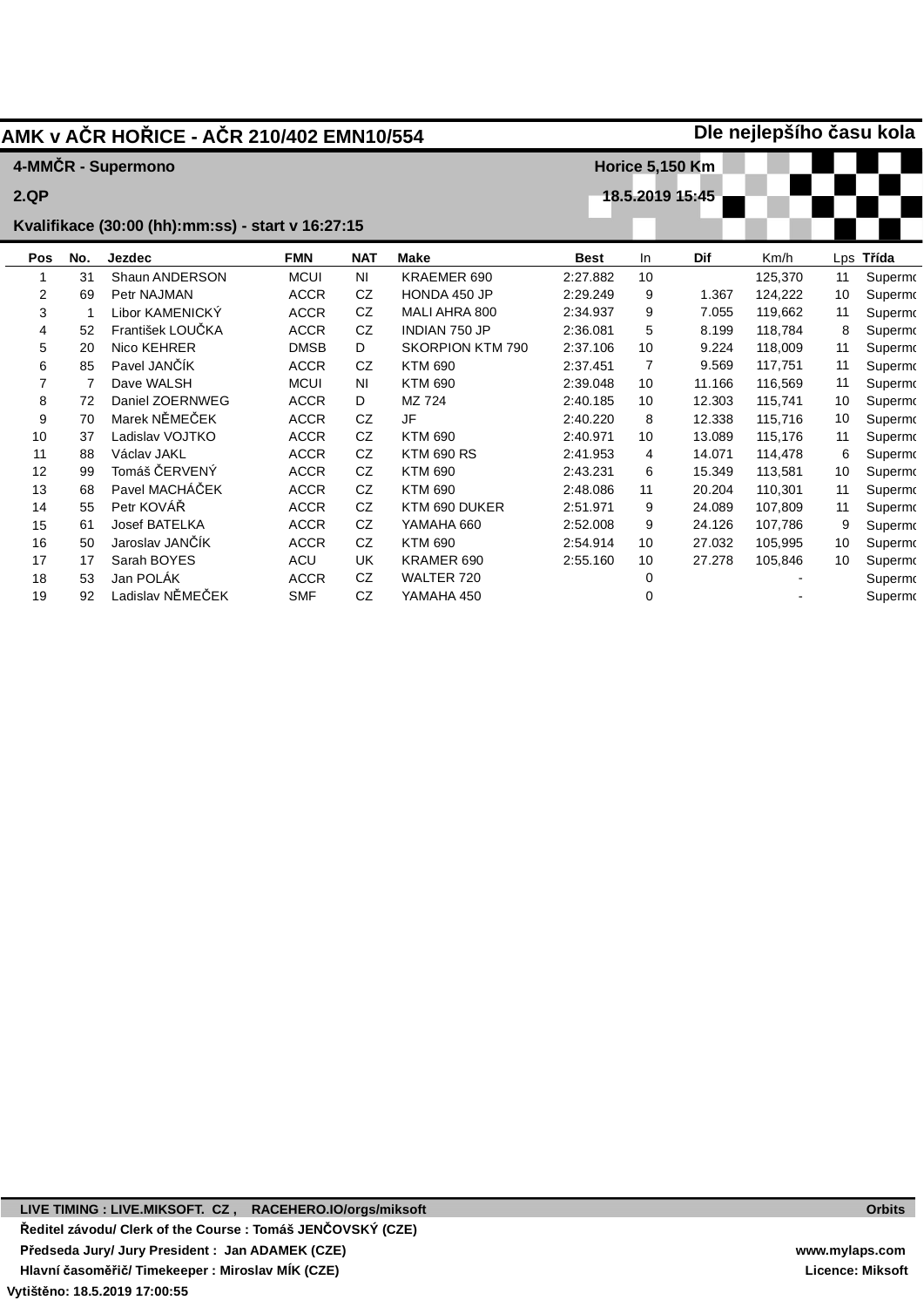# AMK v AČR HOŘICE - AČR 210/402 EMN10/554

**Dle nejlepšího času kola**

**4-MMČR - Supermono** — **Horice 5,150 Km**

**2.QP** — **18.5.2019 15:45**

**Kvalifikace (30:00 (hh):mm:ss) - start v 16:27:15**

| Pos | No. | Jezdec | FMN | NAT | Make | Best | In | Dif | Km/h | Lps | Třída |
|---|---|---|---|---|---|---|---|---|---|---|---|
| 1 | 31 | Shaun ANDERSON | MCUI | NI | KRAEMER 690 | 2:27.882 | 10 | | 125,370 | 11 | Supermo |
| 2 | 69 | Petr NAJMAN | ACCR | CZ | HONDA 450 JP | 2:29.249 | 9 | 1.367 | 124,222 | 10 | Supermo |
| 3 | 1 | Libor KAMENICKÝ | ACCR | CZ | MALI AHRA 800 | 2:34.937 | 9 | 7.055 | 119,662 | 11 | Supermo |
| 4 | 52 | František LOUČKA | ACCR | CZ | INDIAN 750 JP | 2:36.081 | 5 | 8.199 | 118,784 | 8 | Supermo |
| 5 | 20 | Nico KEHRER | DMSB | D | SKORPION KTM 790 | 2:37.106 | 10 | 9.224 | 118,009 | 11 | Supermo |
| 6 | 85 | Pavel JANČÍK | ACCR | CZ | KTM 690 | 2:37.451 | 7 | 9.569 | 117,751 | 11 | Supermo |
| 7 | 7 | Dave WALSH | MCUI | NI | KTM 690 | 2:39.048 | 10 | 11.166 | 116,569 | 11 | Supermo |
| 8 | 72 | Daniel ZOERNWEG | ACCR | D | MZ 724 | 2:40.185 | 10 | 12.303 | 115,741 | 10 | Supermo |
| 9 | 70 | Marek NĚMEČEK | ACCR | CZ | JF | 2:40.220 | 8 | 12.338 | 115,716 | 10 | Supermo |
| 10 | 37 | Ladislav VOJTKO | ACCR | CZ | KTM 690 | 2:40.971 | 10 | 13.089 | 115,176 | 11 | Supermo |
| 11 | 88 | Václav JAKL | ACCR | CZ | KTM 690 RS | 2:41.953 | 4 | 14.071 | 114,478 | 6 | Supermo |
| 12 | 99 | Tomáš ČERVENÝ | ACCR | CZ | KTM 690 | 2:43.231 | 6 | 15.349 | 113,581 | 10 | Supermo |
| 13 | 68 | Pavel MACHÁČEK | ACCR | CZ | KTM 690 | 2:48.086 | 11 | 20.204 | 110,301 | 11 | Supermo |
| 14 | 55 | Petr KOVÁŘ | ACCR | CZ | KTM 690 DUKER | 2:51.971 | 9 | 24.089 | 107,809 | 11 | Supermo |
| 15 | 61 | Josef BATELKA | ACCR | CZ | YAMAHA 660 | 2:52.008 | 9 | 24.126 | 107,786 | 9 | Supermo |
| 16 | 50 | Jaroslav JANČÍK | ACCR | CZ | KTM 690 | 2:54.914 | 10 | 27.032 | 105,995 | 10 | Supermo |
| 17 | 17 | Sarah BOYES | ACU | UK | KRAMER 690 | 2:55.160 | 10 | 27.278 | 105,846 | 10 | Supermo |
| 18 | 53 | Jan POLÁK | ACCR | CZ | WALTER 720 | | 0 | | - | | Supermo |
| 19 | 92 | Ladislav NĚMEČEK | SMF | CZ | YAMAHA 450 | | 0 | | - | | Supermo |

**LIVE TIMING : LIVE.MIKSOFT. CZ , RACEHERO.IO/orgs/miksoft** — **Orbits**

**Ředitel závodu/ Clerk of the Course : Tomáš JENČOVSKÝ (CZE)**

**Předseda Jury/ Jury President : Jan ADAMEK (CZE)** — **www.mylaps.com**

**Hlavní časoměřič/ Timekeeper : Miroslav MÍK (CZE)** — **Licence: Miksoft**

**Vytištěno: 18.5.2019 17:00:55**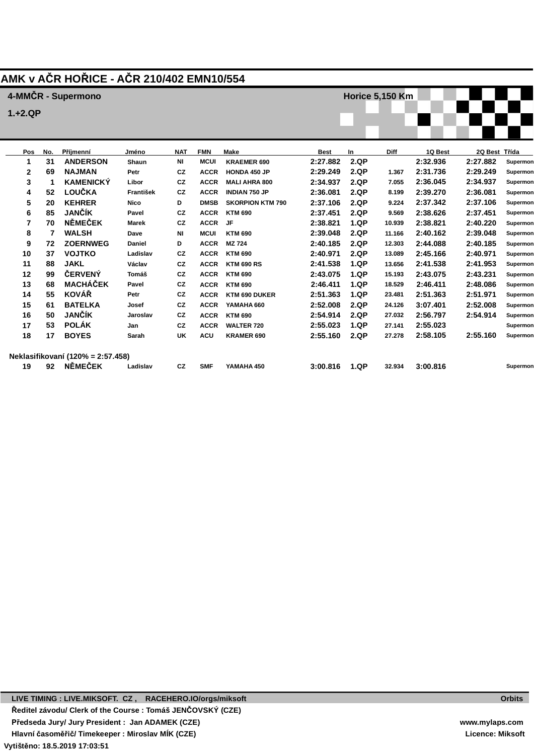# AMK v AČR HOŘICE - AČR 210/402 EMN10/554

**4-MMČR - Supermono** Horice 5,150 Km

**1.+2.QP**

| Pos | No. | Příjmenní | Jméno | NAT | FMN | Make | Best | In | Diff | 1Q Best | 2Q Best | Třída |
|---|---|---|---|---|---|---|---|---|---|---|---|---|
| 1 | 31 | ANDERSON | Shaun | NI | MCUI | KRAEMER 690 | 2:27.882 | 2.QP | | 2:32.936 | 2:27.882 | Supermon |
| 2 | 69 | NAJMAN | Petr | CZ | ACCR | HONDA 450 JP | 2:29.249 | 2.QP | 1.367 | 2:31.736 | 2:29.249 | Supermon |
| 3 | 1 | KAMENICKÝ | Libor | CZ | ACCR | MALI AHRA 800 | 2:34.937 | 2.QP | 7.055 | 2:36.045 | 2:34.937 | Supermon |
| 4 | 52 | LOUČKA | František | CZ | ACCR | INDIAN 750 JP | 2:36.081 | 2.QP | 8.199 | 2:39.270 | 2:36.081 | Supermon |
| 5 | 20 | KEHRER | Nico | D | DMSB | SKORPION KTM 790 | 2:37.106 | 2.QP | 9.224 | 2:37.342 | 2:37.106 | Supermon |
| 6 | 85 | JANČÍK | Pavel | CZ | ACCR | KTM 690 | 2:37.451 | 2.QP | 9.569 | 2:38.626 | 2:37.451 | Supermon |
| 7 | 70 | NĚMEČEK | Marek | CZ | ACCR | JF | 2:38.821 | 1.QP | 10.939 | 2:38.821 | 2:40.220 | Supermon |
| 8 | 7 | WALSH | Dave | NI | MCUI | KTM 690 | 2:39.048 | 2.QP | 11.166 | 2:40.162 | 2:39.048 | Supermon |
| 9 | 72 | ZOERNWEG | Daniel | D | ACCR | MZ 724 | 2:40.185 | 2.QP | 12.303 | 2:44.088 | 2:40.185 | Supermon |
| 10 | 37 | VOJTKO | Ladislav | CZ | ACCR | KTM 690 | 2:40.971 | 2.QP | 13.089 | 2:45.166 | 2:40.971 | Supermon |
| 11 | 88 | JAKL | Václav | CZ | ACCR | KTM 690 RS | 2:41.538 | 1.QP | 13.656 | 2:41.538 | 2:41.953 | Supermon |
| 12 | 99 | ČERVENÝ | Tomáš | CZ | ACCR | KTM 690 | 2:43.075 | 1.QP | 15.193 | 2:43.075 | 2:43.231 | Supermon |
| 13 | 68 | MACHÁČEK | Pavel | CZ | ACCR | KTM 690 | 2:46.411 | 1.QP | 18.529 | 2:46.411 | 2:48.086 | Supermon |
| 14 | 55 | KOVÁŘ | Petr | CZ | ACCR | KTM 690 DUKER | 2:51.363 | 1.QP | 23.481 | 2:51.363 | 2:51.971 | Supermon |
| 15 | 61 | BATELKA | Josef | CZ | ACCR | YAMAHA 660 | 2:52.008 | 2.QP | 24.126 | 3:07.401 | 2:52.008 | Supermon |
| 16 | 50 | JANČÍK | Jaroslav | CZ | ACCR | KTM 690 | 2:54.914 | 2.QP | 27.032 | 2:56.797 | 2:54.914 | Supermon |
| 17 | 53 | POLÁK | Jan | CZ | ACCR | WALTER 720 | 2:55.023 | 1.QP | 27.141 | 2:55.023 | | Supermon |
| 18 | 17 | BOYES | Sarah | UK | ACU | KRAMER 690 | 2:55.160 | 2.QP | 27.278 | 2:58.105 | 2:55.160 | Supermon |
| **Neklasifikovaní (120% = 2:57.458)** | | | | | | | | | | | | |
| 19 | 92 | NĚMEČEK | Ladislav | CZ | SMF | YAMAHA 450 | 3:00.816 | 1.QP | 32.934 | 3:00.816 | | Supermon |

LIVE TIMING : LIVE.MIKSOFT. CZ , RACEHERO.IO/orgs/miksoft — Orbits

Ředitel závodu/ Clerk of the Course : Tomáš JENČOVSKÝ (CZE)

Předseda Jury/ Jury President : Jan ADAMEK (CZE) — www.mylaps.com

Hlavní časoměřič/ Timekeeper : Miroslav MÍK (CZE) — Licence: Miksoft

Vytištěno: 18.5.2019 17:03:51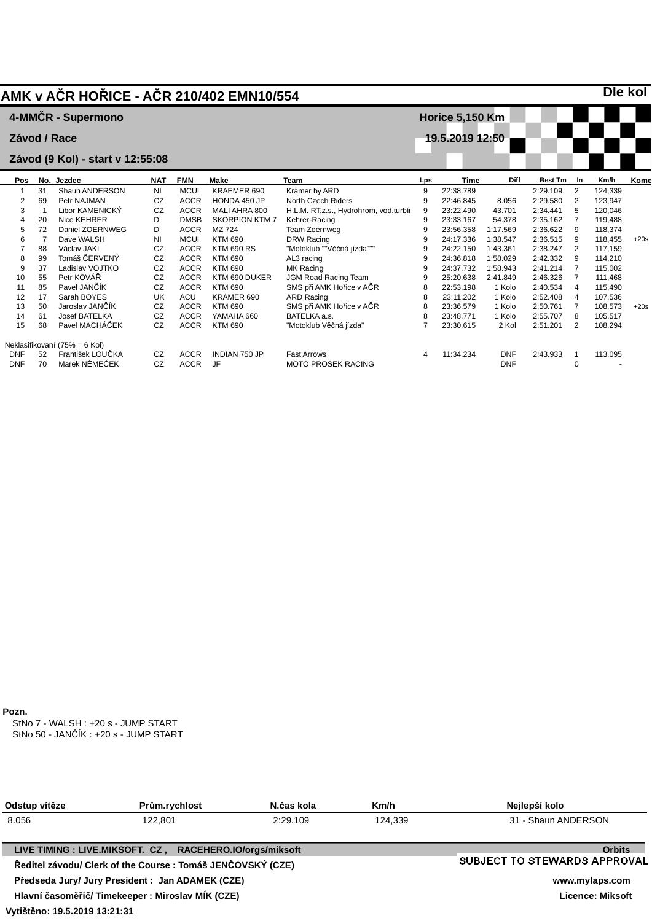# AMK v AČR HOŘICE - AČR 210/402 EMN10/554

Dle kol

**4-MMČR - Supermono** — Horice 5,150 Km

**Závod / Race** — 19.5.2019 12:50

**Závod (9 Kol) - start v 12:55:08**

| Pos | No. | Jezdec | NAT | FMN | Make | Team | Lps | Time | Diff | Best Tm | In | Km/h | Kome |
|---|---|---|---|---|---|---|---|---|---|---|---|---|---|
| 1 | 31 | Shaun ANDERSON | NI | MCUI | KRAEMER 690 | Kramer by ARD | 9 | 22:38.789 | | 2:29.109 | 2 | 124,339 | |
| 2 | 69 | Petr NAJMAN | CZ | ACCR | HONDA 450 JP | North Czech Riders | 9 | 22:46.845 | 8.056 | 2:29.580 | 2 | 123,947 | |
| 3 | 1 | Libor KAMENICKÝ | CZ | ACCR | MALI AHRA 800 | H.L.M. RT,z.s., Hydrohrom, vod.turbí | 9 | 23:22.490 | 43.701 | 2:34.441 | 5 | 120,046 | |
| 4 | 20 | Nico KEHRER | D | DMSB | SKORPION KTM 7 | Kehrer-Racing | 9 | 23:33.167 | 54.378 | 2:35.162 | 7 | 119,488 | |
| 5 | 72 | Daniel ZOERNWEG | D | ACCR | MZ 724 | Team Zoernweg | 9 | 23:56.358 | 1:17.569 | 2:36.622 | 9 | 118,374 | |
| 6 | 7 | Dave WALSH | NI | MCUI | KTM 690 | DRW Racing | 9 | 24:17.336 | 1:38.547 | 2:36.515 | 9 | 118,455 | +20s |
| 7 | 88 | Václav JAKL | CZ | ACCR | KTM 690 RS | "Motoklub ""Věčná jízda""" | 9 | 24:22.150 | 1:43.361 | 2:38.247 | 2 | 117,159 | |
| 8 | 99 | Tomáš ČERVENÝ | CZ | ACCR | KTM 690 | AL3 racing | 9 | 24:36.818 | 1:58.029 | 2:42.332 | 9 | 114,210 | |
| 9 | 37 | Ladislav VOJTKO | CZ | ACCR | KTM 690 | MK Racing | 9 | 24:37.732 | 1:58.943 | 2:41.214 | 7 | 115,002 | |
| 10 | 55 | Petr KOVÁŘ | CZ | ACCR | KTM 690 DUKER | JGM Road Racing Team | 9 | 25:20.638 | 2:41.849 | 2:46.326 | 7 | 111,468 | |
| 11 | 85 | Pavel JANČÍK | CZ | ACCR | KTM 690 | SMS při AMK Hořice v AČR | 8 | 22:53.198 | 1 Kolo | 2:40.534 | 4 | 115,490 | |
| 12 | 17 | Sarah BOYES | UK | ACU | KRAMER 690 | ARD Racing | 8 | 23:11.202 | 1 Kolo | 2:52.408 | 4 | 107,536 | |
| 13 | 50 | Jaroslav JANČÍK | CZ | ACCR | KTM 690 | SMS při AMK Hořice v AČR | 8 | 23:36.579 | 1 Kolo | 2:50.761 | 7 | 108,573 | +20s |
| 14 | 61 | Josef BATELKA | CZ | ACCR | YAMAHA 660 | BATELKA a.s. | 8 | 23:48.771 | 1 Kolo | 2:55.707 | 8 | 105,517 | |
| 15 | 68 | Pavel MACHÁČEK | CZ | ACCR | KTM 690 | "Motoklub Věčná jízda" | 7 | 23:30.615 | 2 Kol | 2:51.201 | 2 | 108,294 | |
| Neklasifikovaní (75% = 6 Kol) | | | | | | | | | | | | | |
| DNF | 52 | František LOUČKA | CZ | ACCR | INDIAN 750 JP | Fast Arrows | 4 | 11:34.234 | DNF | 2:43.933 | 1 | 113,095 | |
| DNF | 70 | Marek NĚMEČEK | CZ | ACCR | JF | MOTO PROSEK RACING | | | DNF | | 0 | - | |

**Pozn.**

StNo 7 - WALSH : +20 s - JUMP START
StNo 50 - JANČÍK : +20 s - JUMP START

| Odstup vítěze | Prům.rychlost | N.čas kola | Km/h | Nejlepší kolo |
|---|---|---|---|---|
| 8.056 | 122,801 | 2:29.109 | 124,339 | 31 - Shaun ANDERSON |

**LIVE TIMING : LIVE.MIKSOFT. CZ , RACEHERO.IO/orgs/miksoft** — **Orbits**

**SUBJECT TO STEWARDS APPROVAL**

**Ředitel závodu/ Clerk of the Course : Tomáš JENČOVSKÝ (CZE)**

**Předseda Jury/ Jury President : Jan ADAMEK (CZE)** — **www.mylaps.com**

**Hlavní časoměřič/ Timekeeper : Miroslav MÍK (CZE)** — **Licence: Miksoft**

**Vytištěno: 19.5.2019 13:21:31**